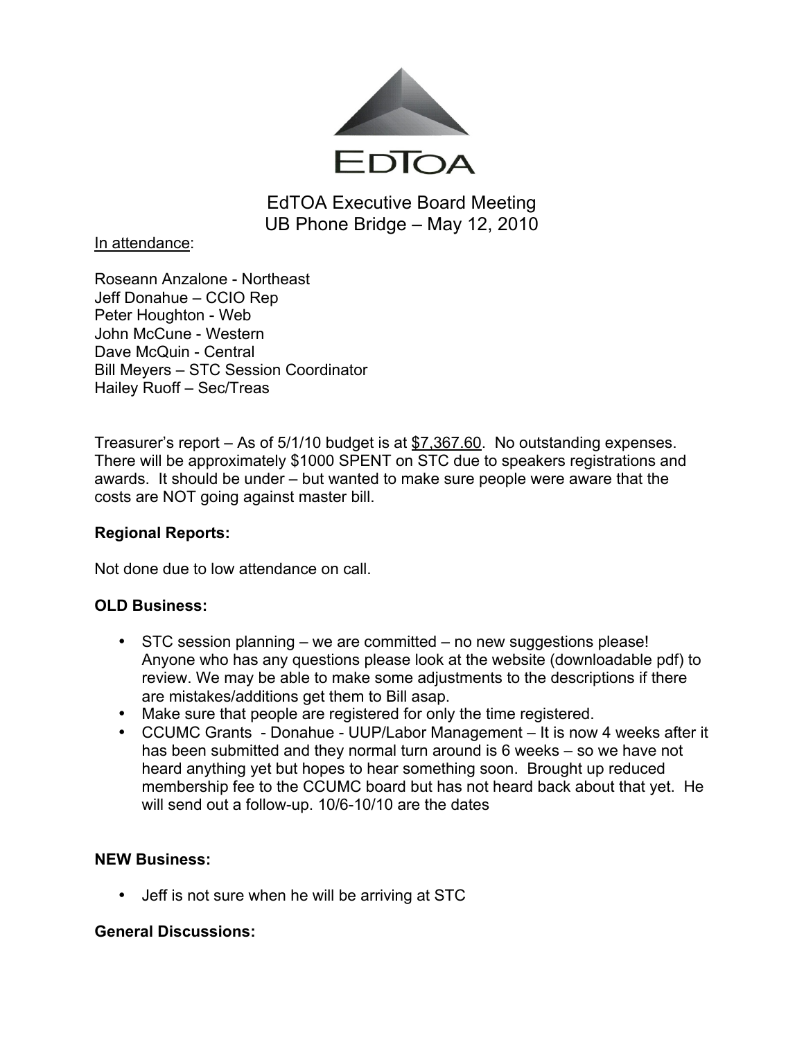EDTOA

# EdTOA Executive Board Meeting
## UB Phone Bridge – May 12, 2010

In attendance:

Roseann Anzalone - Northeast
Jeff Donahue – CCIO Rep
Peter Houghton - Web
John McCune - Western
Dave McQuin - Central
Bill Meyers – STC Session Coordinator
Hailey Ruoff – Sec/Treas

Treasurer's report – As of 5/1/10 budget is at $7,367.60. No outstanding expenses. There will be approximately $1000 SPENT on STC due to speakers registrations and awards. It should be under – but wanted to make sure people were aware that the costs are NOT going against master bill.

**Regional Reports:**

Not done due to low attendance on call.

**OLD Business:**

- STC session planning – we are committed – no new suggestions please! Anyone who has any questions please look at the website (downloadable pdf) to review. We may be able to make some adjustments to the descriptions if there are mistakes/additions get them to Bill asap.
- Make sure that people are registered for only the time registered.
- CCUMC Grants - Donahue - UUP/Labor Management – It is now 4 weeks after it has been submitted and they normal turn around is 6 weeks – so we have not heard anything yet but hopes to hear something soon. Brought up reduced membership fee to the CCUMC board but has not heard back about that yet. He will send out a follow-up. 10/6-10/10 are the dates

**NEW Business:**

- Jeff is not sure when he will be arriving at STC

**General Discussions:**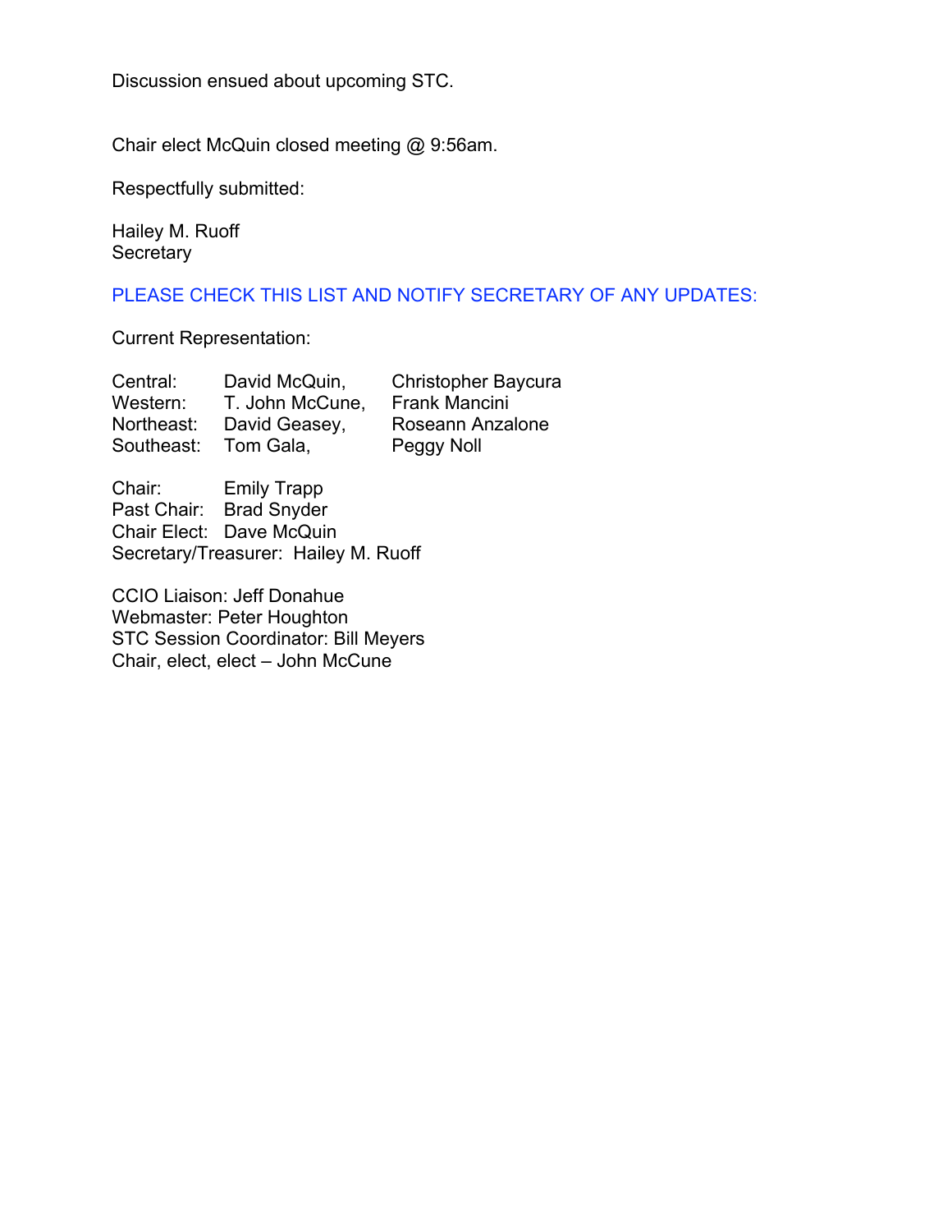Discussion ensued about upcoming STC.

Chair elect McQuin closed meeting @ 9:56am.

Respectfully submitted:

Hailey M. Ruoff
Secretary

PLEASE CHECK THIS LIST AND NOTIFY SECRETARY OF ANY UPDATES:

Current Representation:

| | | |
|---|---|---|
| Central: | David McQuin, | Christopher Baycura |
| Western: | T. John McCune, | Frank Mancini |
| Northeast: | David Geasey, | Roseann Anzalone |
| Southeast: | Tom Gala, | Peggy Noll |

Chair: Emily Trapp
Past Chair: Brad Snyder
Chair Elect: Dave McQuin
Secretary/Treasurer: Hailey M. Ruoff

CCIO Liaison: Jeff Donahue
Webmaster: Peter Houghton
STC Session Coordinator: Bill Meyers
Chair, elect, elect – John McCune